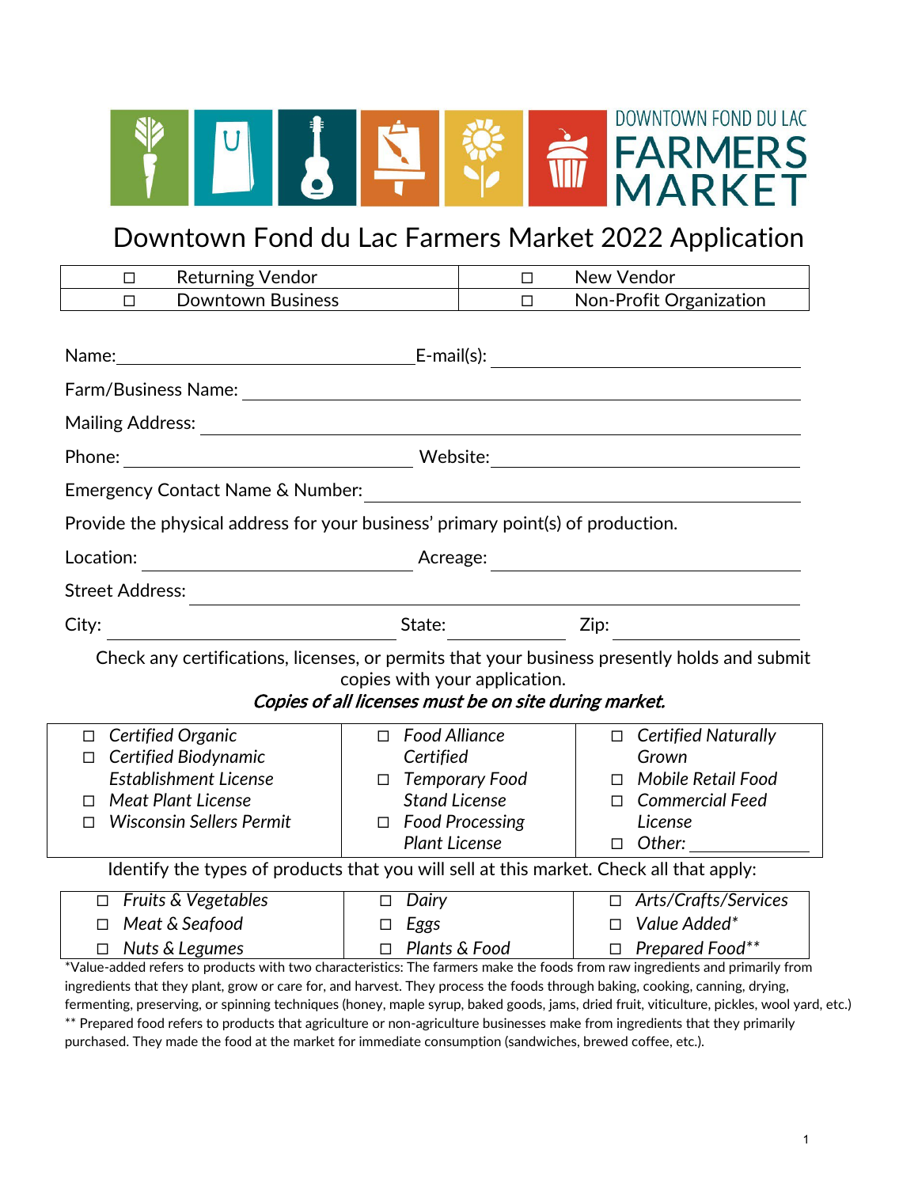DOWNTOWN FOND DU LAC FARMERS MARKET

# Downtown Fond du Lac Farmers Market 2022 Application

| | |
|---|---|
| ☐ Returning Vendor | ☐ New Vendor |
| ☐ Downtown Business | ☐ Non-Profit Organization |

Name: ______________________ E-mail(s): ______________________

Farm/Business Name: ______________________

Mailing Address: ______________________

Phone: ______________________ Website: ______________________

Emergency Contact Name & Number: ______________________

Provide the physical address for your business' primary point(s) of production.

Location: ______________________ Acreage: ______________________

Street Address: ______________________

City: ______________ State: __________ Zip: __________

Check any certifications, licenses, or permits that your business presently holds and submit copies with your application.

***Copies of all licenses must be on site during market.***

| | | |
|---|---|---|
| ☐ *Certified Organic* | ☐ *Food Alliance Certified* | ☐ *Certified Naturally Grown* |
| ☐ *Certified Biodynamic Establishment License* | ☐ *Temporary Food Stand License* | ☐ *Mobile Retail Food* |
| ☐ *Meat Plant License* | ☐ *Food Processing Plant License* | ☐ *Commercial Feed License* |
| ☐ *Wisconsin Sellers Permit* | | ☐ *Other:* __________ |

Identify the types of products that you will sell at this market. Check all that apply:

| | | |
|---|---|---|
| ☐ *Fruits & Vegetables* | ☐ *Dairy* | ☐ *Arts/Crafts/Services* |
| ☐ *Meat & Seafood* | ☐ *Eggs* | ☐ *Value Added** |
| ☐ *Nuts & Legumes* | ☐ *Plants & Food* | ☐ *Prepared Food*** |

*Value-added refers to products with two characteristics: The farmers make the foods from raw ingredients and primarily from ingredients that they plant, grow or care for, and harvest. They process the foods through baking, cooking, canning, drying, fermenting, preserving, or spinning techniques (honey, maple syrup, baked goods, jams, dried fruit, viticulture, pickles, wool yard, etc.)

** Prepared food refers to products that agriculture or non-agriculture businesses make from ingredients that they primarily purchased. They made the food at the market for immediate consumption (sandwiches, brewed coffee, etc.).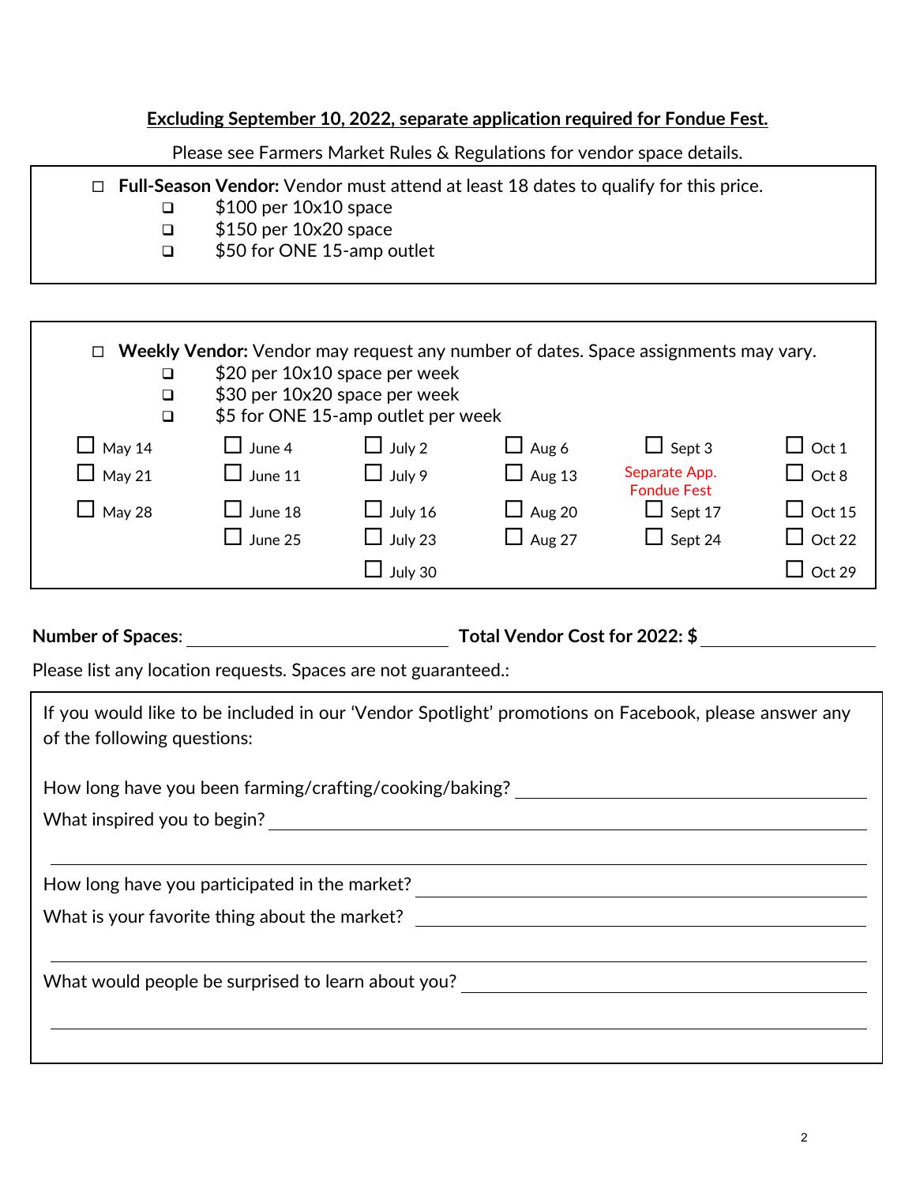**<u>Excluding September 10, 2022, separate application required for Fondue Fest.</u>**

Please see Farmers Market Rules & Regulations for vendor space details.

☐ **Full-Season Vendor:** Vendor must attend at least 18 dates to qualify for this price.

- ☐ $100 per 10x10 space
- ☐ $150 per 10x20 space
- ☐ $50 for ONE 15-amp outlet

☐ **Weekly Vendor:** Vendor may request any number of dates. Space assignments may vary.

- ☐ $20 per 10x10 space per week
- ☐ $30 per 10x20 space per week
- ☐ $5 for ONE 15-amp outlet per week

| | | | | | |
|---|---|---|---|---|---|
| ☐ May 14 | ☐ June 4 | ☐ July 2 | ☐ Aug 6 | ☐ Sept 3 | ☐ Oct 1 |
| ☐ May 21 | ☐ June 11 | ☐ July 9 | ☐ Aug 13 | Separate App. Fondue Fest | ☐ Oct 8 |
| ☐ May 28 | ☐ June 18 | ☐ July 16 | ☐ Aug 20 | ☐ Sept 17 | ☐ Oct 15 |
| | ☐ June 25 | ☐ July 23 | ☐ Aug 27 | ☐ Sept 24 | ☐ Oct 22 |
| | | ☐ July 30 | | | ☐ Oct 29 |

**Number of Spaces**: ______________________ **Total Vendor Cost for 2022: $** ______________

Please list any location requests. Spaces are not guaranteed.:

If you would like to be included in our 'Vendor Spotlight' promotions on Facebook, please answer any of the following questions:

How long have you been farming/crafting/cooking/baking? ______________________

What inspired you to begin? ______________________

______________________

How long have you participated in the market? ______________________

What is your favorite thing about the market? ______________________

______________________

What would people be surprised to learn about you? ______________________

______________________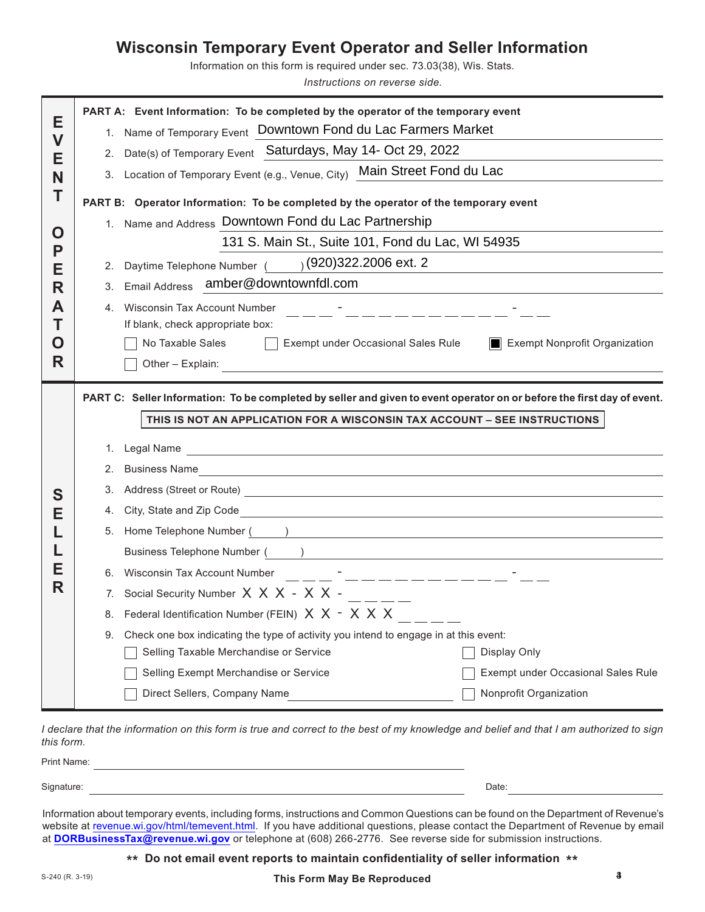# Wisconsin Temporary Event Operator and Seller Information

Information on this form is required under sec. 73.03(38), Wis. Stats.

*Instructions on reverse side.*

## EVENT OPERATOR

**PART A: Event Information: To be completed by the operator of the temporary event**

1. Name of Temporary Event: Downtown Fond du Lac Farmers Market
2. Date(s) of Temporary Event: Saturdays, May 14- Oct 29, 2022
3. Location of Temporary Event (e.g., Venue, City): Main Street Fond du Lac

**PART B: Operator Information: To be completed by the operator of the temporary event**

1. Name and Address: Downtown Fond du Lac Partnership
   131 S. Main St., Suite 101, Fond du Lac, WI 54935
2. Daytime Telephone Number ( ) (920)322.2006 ext. 2
3. Email Address: amber@downtownfdl.com
4. Wisconsin Tax Account Number \_ \_ \_ - \_ \_ \_ \_ \_ \_ \_ \_ \_ \_ \_ - \_ \_
   If blank, check appropriate box:
   - ☐ No Taxable Sales
   - ☐ Exempt under Occasional Sales Rule
   - ☒ Exempt Nonprofit Organization
   - ☐ Other – Explain: \_\_\_\_\_\_\_\_\_\_

## SELLER

**PART C: Seller Information: To be completed by seller and given to event operator on or before the first day of event.**

**THIS IS NOT AN APPLICATION FOR A WISCONSIN TAX ACCOUNT – SEE INSTRUCTIONS**

1. Legal Name \_\_\_\_\_\_\_\_\_\_
2. Business Name \_\_\_\_\_\_\_\_\_\_
3. Address (Street or Route) \_\_\_\_\_\_\_\_\_\_
4. City, State and Zip Code \_\_\_\_\_\_\_\_\_\_
5. Home Telephone Number ( ) \_\_\_\_\_\_\_\_\_\_
   Business Telephone Number ( ) \_\_\_\_\_\_\_\_\_\_
6. Wisconsin Tax Account Number \_ \_ \_ - \_ \_ \_ \_ \_ \_ \_ \_ \_ \_ \_ - \_ \_
7. Social Security Number X X X - X X - \_ \_ \_ \_
8. Federal Identification Number (FEIN) X X - X X X \_ \_ \_ \_
9. Check one box indicating the type of activity you intend to engage in at this event:
   - ☐ Selling Taxable Merchandise or Service
   - ☐ Display Only
   - ☐ Selling Exempt Merchandise or Service
   - ☐ Exempt under Occasional Sales Rule
   - ☐ Direct Sellers, Company Name \_\_\_\_\_\_\_\_\_\_
   - ☐ Nonprofit Organization

*I declare that the information on this form is true and correct to the best of my knowledge and belief and that I am authorized to sign this form.*

Print Name: \_\_\_\_\_\_\_\_\_\_

Signature: \_\_\_\_\_\_\_\_\_\_ Date: \_\_\_\_\_\_\_\_\_\_

Information about temporary events, including forms, instructions and Common Questions can be found on the Department of Revenue's website at revenue.wi.gov/html/temevent.html. If you have additional questions, please contact the Department of Revenue by email at **DORBusinessTax@revenue.wi.gov** or telephone at (608) 266-2776. See reverse side for submission instructions.

**\*\* Do not email event reports to maintain confidentiality of seller information \*\***

S-240 (R. 3-19) **This Form May Be Reproduced**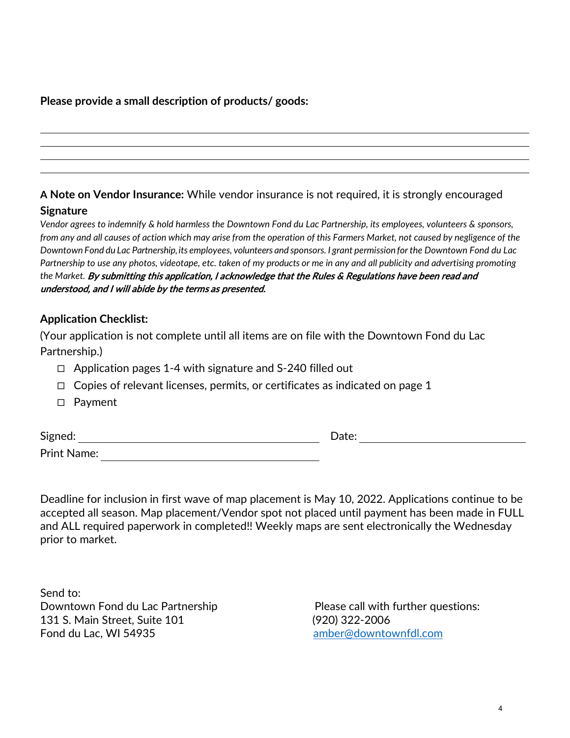**Please provide a small description of products/ goods:**

\_\_\_\_\_\_\_\_\_\_\_\_\_\_\_\_\_\_\_\_\_\_\_\_\_\_\_\_\_\_\_\_\_\_\_\_\_\_\_\_\_\_\_\_\_\_\_\_\_\_\_\_\_\_\_\_\_\_\_\_\_\_\_\_\_\_\_\_\_\_\_\_\_\_\_\_\_\_

\_\_\_\_\_\_\_\_\_\_\_\_\_\_\_\_\_\_\_\_\_\_\_\_\_\_\_\_\_\_\_\_\_\_\_\_\_\_\_\_\_\_\_\_\_\_\_\_\_\_\_\_\_\_\_\_\_\_\_\_\_\_\_\_\_\_\_\_\_\_\_\_\_\_\_\_\_\_

\_\_\_\_\_\_\_\_\_\_\_\_\_\_\_\_\_\_\_\_\_\_\_\_\_\_\_\_\_\_\_\_\_\_\_\_\_\_\_\_\_\_\_\_\_\_\_\_\_\_\_\_\_\_\_\_\_\_\_\_\_\_\_\_\_\_\_\_\_\_\_\_\_\_\_\_\_\_

\_\_\_\_\_\_\_\_\_\_\_\_\_\_\_\_\_\_\_\_\_\_\_\_\_\_\_\_\_\_\_\_\_\_\_\_\_\_\_\_\_\_\_\_\_\_\_\_\_\_\_\_\_\_\_\_\_\_\_\_\_\_\_\_\_\_\_\_\_\_\_\_\_\_\_\_\_\_

**A Note on Vendor Insurance:** While vendor insurance is not required, it is strongly encouraged

**Signature**

*Vendor agrees to indemnify & hold harmless the Downtown Fond du Lac Partnership, its employees, volunteers & sponsors, from any and all causes of action which may arise from the operation of this Farmers Market, not caused by negligence of the Downtown Fond du Lac Partnership, its employees, volunteers and sponsors. I grant permission for the Downtown Fond du Lac Partnership to use any photos, videotape, etc. taken of my products or me in any and all publicity and advertising promoting the Market.* ***By submitting this application, I acknowledge that the Rules & Regulations have been read and understood, and I will abide by the terms as presented.***

**Application Checklist:**

(Your application is not complete until all items are on file with the Downtown Fond du Lac Partnership.)

- ☐ Application pages 1-4 with signature and S-240 filled out
- ☐ Copies of relevant licenses, permits, or certificates as indicated on page 1
- ☐ Payment

Signed: \_\_\_\_\_\_\_\_\_\_\_\_\_\_\_\_\_\_\_\_\_\_\_\_\_\_\_\_\_\_\_\_\_\_\_\_ Date: \_\_\_\_\_\_\_\_\_\_\_\_\_\_\_\_\_\_\_\_\_\_

Print Name: \_\_\_\_\_\_\_\_\_\_\_\_\_\_\_\_\_\_\_\_\_\_\_\_\_\_\_\_\_\_\_\_\_

Deadline for inclusion in first wave of map placement is May 10, 2022. Applications continue to be accepted all season. Map placement/Vendor spot not placed until payment has been made in FULL and ALL required paperwork in completed!! Weekly maps are sent electronically the Wednesday prior to market.

Send to:
Downtown Fond du Lac Partnership
131 S. Main Street, Suite 101
Fond du Lac, WI 54935

Please call with further questions:
(920) 322-2006
amber@downtownfdl.com